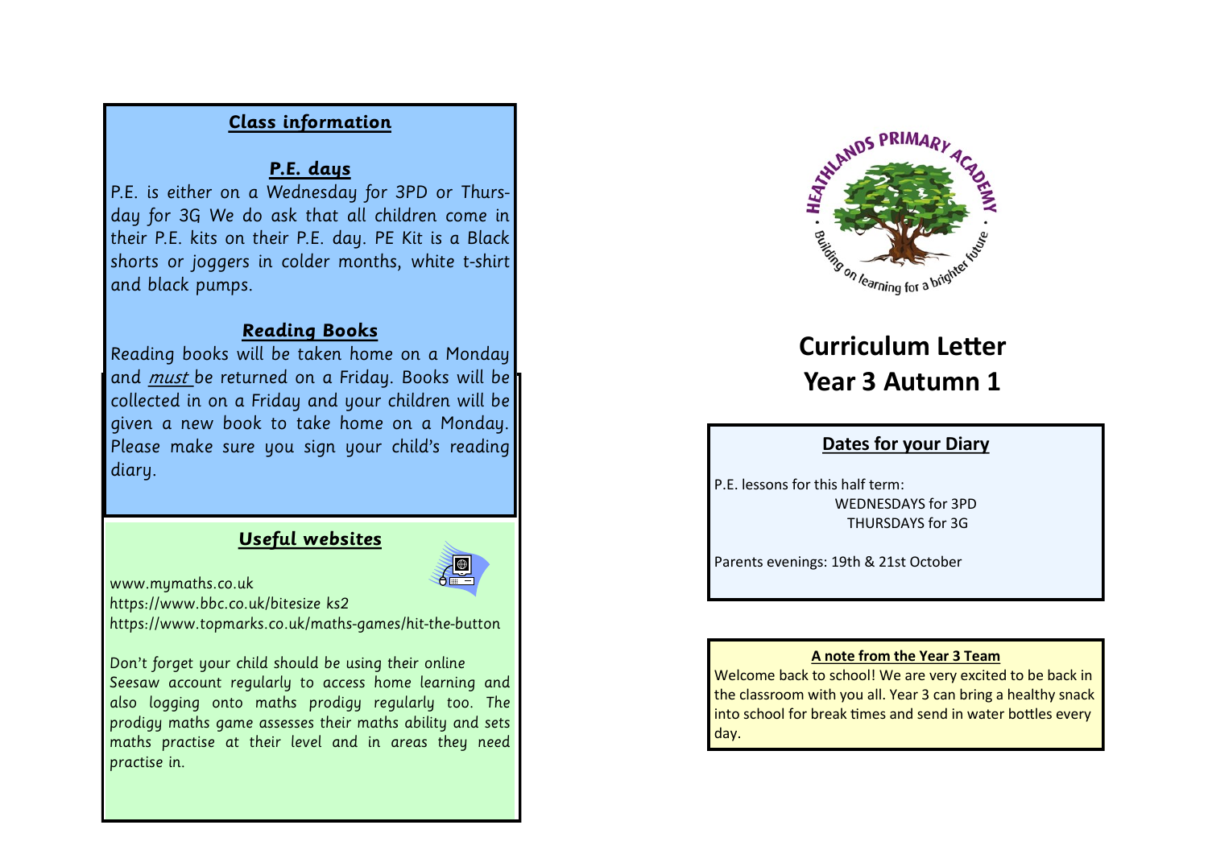## Class information

### P.E. days

P.E. is either on a Wednesday for 3PD or Thursday for 3G We do ask that all children come in their P.E. kits on their P.E. day. PE Kit is a Black shorts or joggers in colder months, white t-shirt and black pumps.

### Reading Books

Reading books will be taken home on a Monday and *must* be returned on a Friday. Books will be collected in on a Friday and your children will be given a new book to take home on a Monday. Please make sure you sign your child's reading diary.

### Useful websites

www.mymaths.co.uk
https://www.bbc.co.uk/bitesize ks2
https://www.topmarks.co.uk/maths-games/hit-the-button

Don't forget your child should be using their online Seesaw account regularly to access home learning and also logging onto maths prodigy regularly too. The prodigy maths game assesses their maths ability and sets maths practise at their level and in areas they need practise in.

HEATHLANDS PRIMARY ACADEMY
Building on learning for a brighter future

# Curriculum Letter
# Year 3 Autumn 1

## Dates for your Diary

P.E. lessons for this half term:
WEDNESDAYS for 3PD
THURSDAYS for 3G

Parents evenings: 19th & 21st October

### A note from the Year 3 Team

Welcome back to school! We are very excited to be back in the classroom with you all. Year 3 can bring a healthy snack into school for break times and send in water bottles every day.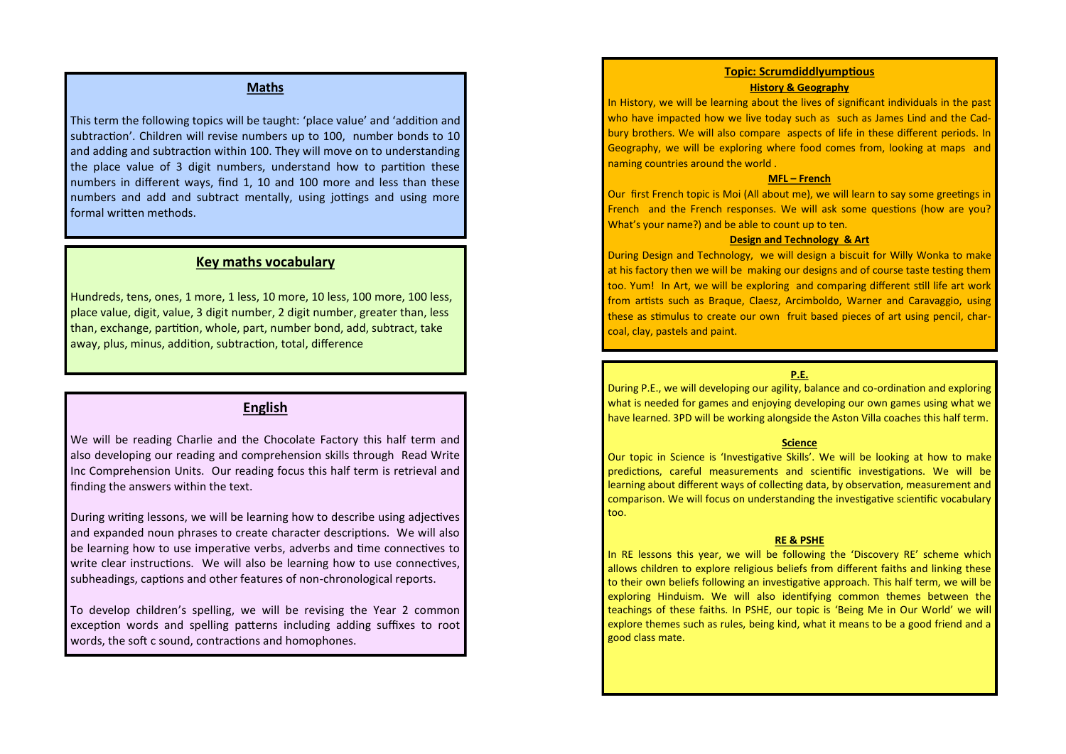## Maths

This term the following topics will be taught: 'place value' and 'addition and subtraction'. Children will revise numbers up to 100, number bonds to 10 and adding and subtraction within 100. They will move on to understanding the place value of 3 digit numbers, understand how to partition these numbers in different ways, find 1, 10 and 100 more and less than these numbers and add and subtract mentally, using jottings and using more formal written methods.

## Key maths vocabulary

Hundreds, tens, ones, 1 more, 1 less, 10 more, 10 less, 100 more, 100 less, place value, digit, value, 3 digit number, 2 digit number, greater than, less than, exchange, partition, whole, part, number bond, add, subtract, take away, plus, minus, addition, subtraction, total, difference

## English

We will be reading Charlie and the Chocolate Factory this half term and also developing our reading and comprehension skills through Read Write Inc Comprehension Units. Our reading focus this half term is retrieval and finding the answers within the text.

During writing lessons, we will be learning how to describe using adjectives and expanded noun phrases to create character descriptions. We will also be learning how to use imperative verbs, adverbs and time connectives to write clear instructions. We will also be learning how to use connectives, subheadings, captions and other features of non-chronological reports.

To develop children's spelling, we will be revising the Year 2 common exception words and spelling patterns including adding suffixes to root words, the soft c sound, contractions and homophones.

## Topic: Scrumdiddlyumptious

### History & Geography

In History, we will be learning about the lives of significant individuals in the past who have impacted how we live today such as such as James Lind and the Cadbury brothers. We will also compare aspects of life in these different periods. In Geography, we will be exploring where food comes from, looking at maps and naming countries around the world .

### MFL – French

Our first French topic is Moi (All about me), we will learn to say some greetings in French and the French responses. We will ask some questions (how are you? What's your name?) and be able to count up to ten.

### Design and Technology & Art

During Design and Technology, we will design a biscuit for Willy Wonka to make at his factory then we will be making our designs and of course taste testing them too. Yum! In Art, we will be exploring and comparing different still life art work from artists such as Braque, Claesz, Arcimboldo, Warner and Caravaggio, using these as stimulus to create our own fruit based pieces of art using pencil, charcoal, clay, pastels and paint.

### P.E.

During P.E., we will developing our agility, balance and co-ordination and exploring what is needed for games and enjoying developing our own games using what we have learned. 3PD will be working alongside the Aston Villa coaches this half term.

### Science

Our topic in Science is 'Investigative Skills'. We will be looking at how to make predictions, careful measurements and scientific investigations. We will be learning about different ways of collecting data, by observation, measurement and comparison. We will focus on understanding the investigative scientific vocabulary too.

### RE & PSHE

In RE lessons this year, we will be following the 'Discovery RE' scheme which allows children to explore religious beliefs from different faiths and linking these to their own beliefs following an investigative approach. This half term, we will be exploring Hinduism. We will also identifying common themes between the teachings of these faiths. In PSHE, our topic is 'Being Me in Our World' we will explore themes such as rules, being kind, what it means to be a good friend and a good class mate.